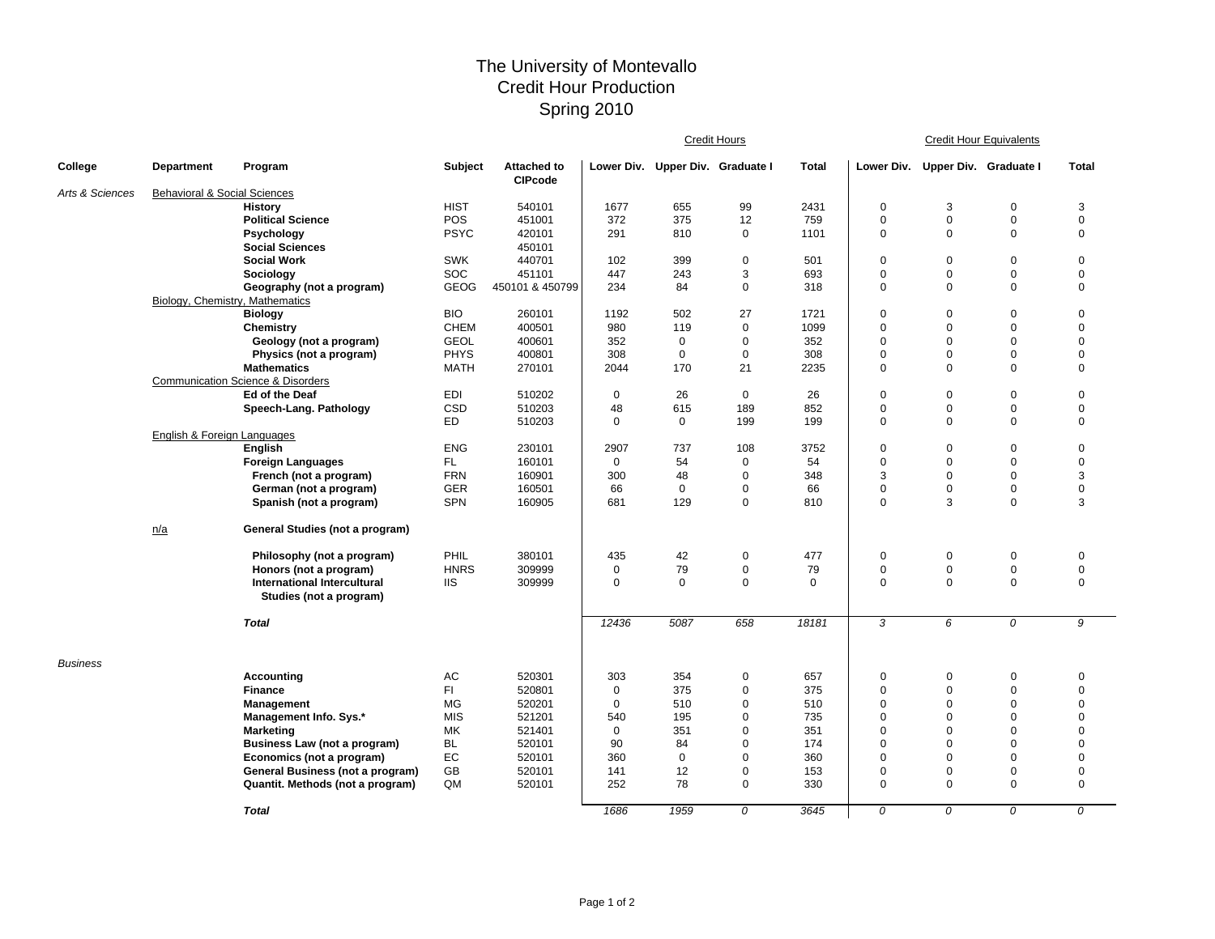# The University of Montevallo
## Credit Hour Production
## Spring 2010

| College | Department | Program | Subject | Attached to CIPcode | Credit Hours Lower Div. | Credit Hours Upper Div. | Credit Hours Graduate I | Credit Hours Total | Credit Hour Equivalents Lower Div. | Credit Hour Equivalents Upper Div. | Credit Hour Equivalents Graduate I | Credit Hour Equivalents Total |
|---|---|---|---|---|---|---|---|---|---|---|---|---|
| *Arts & Sciences* | Behavioral & Social Sciences | | | | | | | | | | | |
| | | **History** | HIST | 540101 | 1677 | 655 | 99 | 2431 | 0 | 3 | 0 | 3 |
| | | **Political Science** | POS | 451001 | 372 | 375 | 12 | 759 | 0 | 0 | 0 | 0 |
| | | **Psychology** | PSYC | 420101 | 291 | 810 | 0 | 1101 | 0 | 0 | 0 | 0 |
| | | **Social Sciences** | | 450101 | | | | | | | | |
| | | **Social Work** | SWK | 440701 | 102 | 399 | 0 | 501 | 0 | 0 | 0 | 0 |
| | | **Sociology** | SOC | 451101 | 447 | 243 | 3 | 693 | 0 | 0 | 0 | 0 |
| | | **Geography (not a program)** | GEOG | 450101 & 450799 | 234 | 84 | 0 | 318 | 0 | 0 | 0 | 0 |
| | Biology, Chemistry, Mathematics | | | | | | | | | | | |
| | | **Biology** | BIO | 260101 | 1192 | 502 | 27 | 1721 | 0 | 0 | 0 | 0 |
| | | **Chemistry** | CHEM | 400501 | 980 | 119 | 0 | 1099 | 0 | 0 | 0 | 0 |
| | | **Geology (not a program)** | GEOL | 400601 | 352 | 0 | 0 | 352 | 0 | 0 | 0 | 0 |
| | | **Physics (not a program)** | PHYS | 400801 | 308 | 0 | 0 | 308 | 0 | 0 | 0 | 0 |
| | | **Mathematics** | MATH | 270101 | 2044 | 170 | 21 | 2235 | 0 | 0 | 0 | 0 |
| | Communication Science & Disorders | | | | | | | | | | | |
| | | **Ed of the Deaf** | EDI | 510202 | 0 | 26 | 0 | 26 | 0 | 0 | 0 | 0 |
| | | **Speech-Lang. Pathology** | CSD | 510203 | 48 | 615 | 189 | 852 | 0 | 0 | 0 | 0 |
| | | | ED | 510203 | 0 | 0 | 199 | 199 | 0 | 0 | 0 | 0 |
| | English & Foreign Languages | | | | | | | | | | | |
| | | **English** | ENG | 230101 | 2907 | 737 | 108 | 3752 | 0 | 0 | 0 | 0 |
| | | **Foreign Languages** | FL | 160101 | 0 | 54 | 0 | 54 | 0 | 0 | 0 | 0 |
| | | **French (not a program)** | FRN | 160901 | 300 | 48 | 0 | 348 | 3 | 0 | 0 | 3 |
| | | **German (not a program)** | GER | 160501 | 66 | 0 | 0 | 66 | 0 | 0 | 0 | 0 |
| | | **Spanish (not a program)** | SPN | 160905 | 681 | 129 | 0 | 810 | 0 | 3 | 0 | 3 |
| | n/a | **General Studies (not a program)** | | | | | | | | | | |
| | | **Philosophy (not a program)** | PHIL | 380101 | 435 | 42 | 0 | 477 | 0 | 0 | 0 | 0 |
| | | **Honors (not a program)** | HNRS | 309999 | 0 | 79 | 0 | 79 | 0 | 0 | 0 | 0 |
| | | **International Intercultural Studies (not a program)** | IIS | 309999 | 0 | 0 | 0 | 0 | 0 | 0 | 0 | 0 |
| | | ***Total*** | | | *12436* | *5087* | *658* | *18181* | *3* | *6* | *0* | *9* |
| *Business* | | | | | | | | | | | | |
| | | **Accounting** | AC | 520301 | 303 | 354 | 0 | 657 | 0 | 0 | 0 | 0 |
| | | **Finance** | FI | 520801 | 0 | 375 | 0 | 375 | 0 | 0 | 0 | 0 |
| | | **Management** | MG | 520201 | 0 | 510 | 0 | 510 | 0 | 0 | 0 | 0 |
| | | **Management Info. Sys.*** | MIS | 521201 | 540 | 195 | 0 | 735 | 0 | 0 | 0 | 0 |
| | | **Marketing** | MK | 521401 | 0 | 351 | 0 | 351 | 0 | 0 | 0 | 0 |
| | | **Business Law (not a program)** | BL | 520101 | 90 | 84 | 0 | 174 | 0 | 0 | 0 | 0 |
| | | **Economics (not a program)** | EC | 520101 | 360 | 0 | 0 | 360 | 0 | 0 | 0 | 0 |
| | | **General Business (not a program)** | GB | 520101 | 141 | 12 | 0 | 153 | 0 | 0 | 0 | 0 |
| | | **Quantit. Methods (not a program)** | QM | 520101 | 252 | 78 | 0 | 330 | 0 | 0 | 0 | 0 |
| | | ***Total*** | | | *1686* | *1959* | *0* | *3645* | *0* | *0* | *0* | *0* |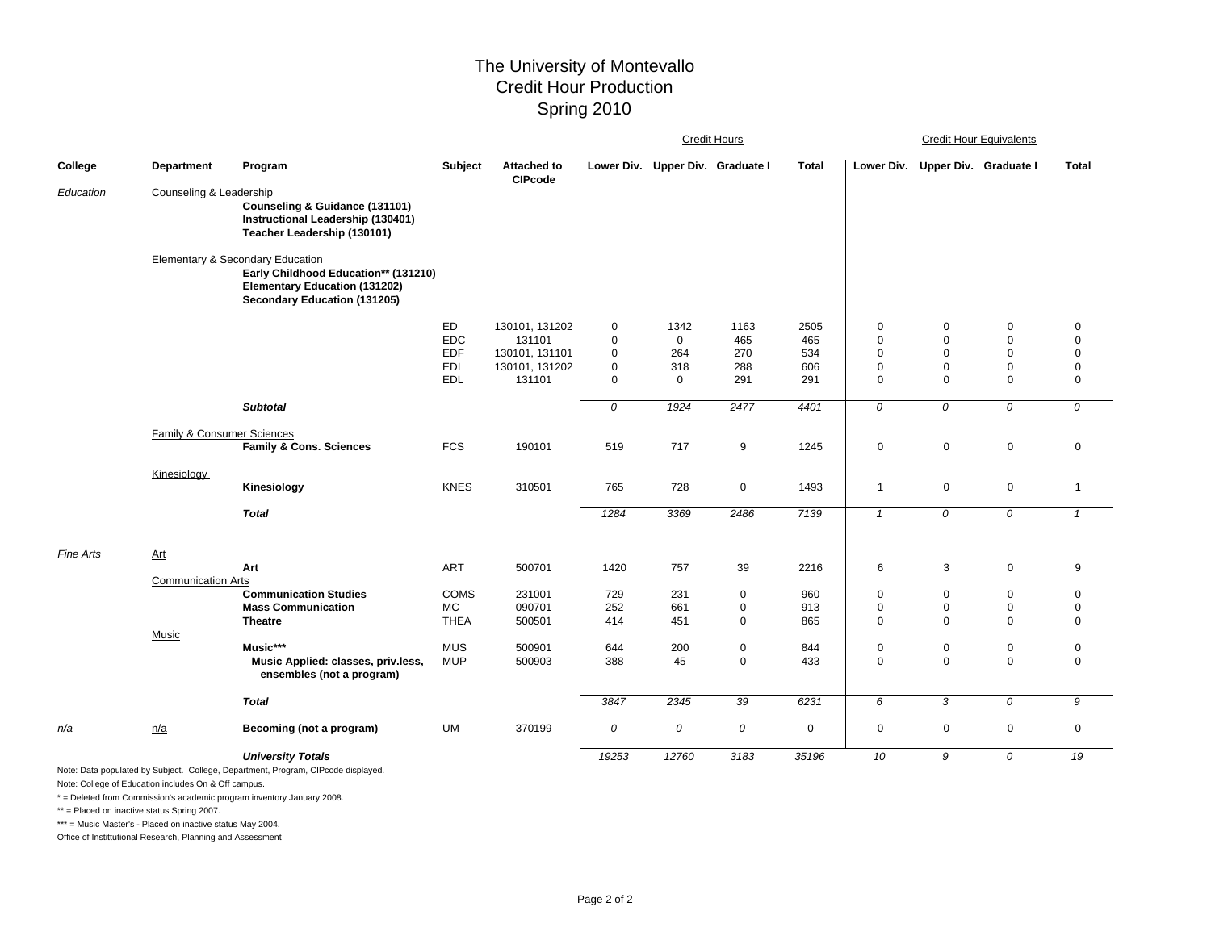# The University of Montevallo
## Credit Hour Production
## Spring 2010

| College | Department | Program | Subject | Attached to CIPcode | Credit Hours: Lower Div. | Credit Hours: Upper Div. | Credit Hours: Graduate I | Credit Hours: Total | Credit Hour Equivalents: Lower Div. | Credit Hour Equivalents: Upper Div. | Credit Hour Equivalents: Graduate I | Credit Hour Equivalents: Total |
|---|---|---|---|---|---|---|---|---|---|---|---|---|
| *Education* | Counseling & Leadership | **Counseling & Guidance (131101)** | | | | | | | | | | |
| | | **Instructional Leadership (130401)** | | | | | | | | | | |
| | | **Teacher Leadership (130101)** | | | | | | | | | | |
| | Elementary & Secondary Education | **Early Childhood Education** (131210)** | | | | | | | | | | |
| | | **Elementary Education (131202)** | | | | | | | | | | |
| | | **Secondary Education (131205)** | | | | | | | | | | |
| | | | ED | 130101, 131202 | 0 | 1342 | 1163 | 2505 | 0 | 0 | 0 | 0 |
| | | | EDC | 131101 | 0 | 0 | 465 | 465 | 0 | 0 | 0 | 0 |
| | | | EDF | 130101, 131101 | 0 | 264 | 270 | 534 | 0 | 0 | 0 | 0 |
| | | | EDI | 130101, 131202 | 0 | 318 | 288 | 606 | 0 | 0 | 0 | 0 |
| | | | EDL | 131101 | 0 | 0 | 291 | 291 | 0 | 0 | 0 | 0 |
| | | ***Subtotal*** | | | *0* | *1924* | *2477* | *4401* | *0* | *0* | *0* | *0* |
| | Family & Consumer Sciences | **Family & Cons. Sciences** | FCS | 190101 | 519 | 717 | 9 | 1245 | 0 | 0 | 0 | 0 |
| | Kinesiology | **Kinesiology** | KNES | 310501 | 765 | 728 | 0 | 1493 | 1 | 0 | 0 | 1 |
| | | ***Total*** | | | *1284* | *3369* | *2486* | *7139* | *1* | *0* | *0* | *1* |
| *Fine Arts* | Art | **Art** | ART | 500701 | 1420 | 757 | 39 | 2216 | 6 | 3 | 0 | 9 |
| | Communication Arts | **Communication Studies** | COMS | 231001 | 729 | 231 | 0 | 960 | 0 | 0 | 0 | 0 |
| | | **Mass Communication** | MC | 090701 | 252 | 661 | 0 | 913 | 0 | 0 | 0 | 0 |
| | | **Theatre** | THEA | 500501 | 414 | 451 | 0 | 865 | 0 | 0 | 0 | 0 |
| | Music | **Music***** | MUS | 500901 | 644 | 200 | 0 | 844 | 0 | 0 | 0 | 0 |
| | | **Music Applied: classes, priv.less, ensembles (not a program)** | MUP | 500903 | 388 | 45 | 0 | 433 | 0 | 0 | 0 | 0 |
| | | ***Total*** | | | *3847* | *2345* | *39* | *6231* | *6* | *3* | *0* | *9* |
| *n/a* | n/a | **Becoming (not a program)** | UM | 370199 | *0* | *0* | *0* | 0 | 0 | 0 | 0 | 0 |
| | | ***University Totals*** | | | *19253* | *12760* | *3183* | *35196* | *10* | *9* | *0* | *19* |

Note: Data populated by Subject. College, Department, Program, CIPcode displayed.

Note: College of Education includes On & Off campus.

* = Deleted from Commission's academic program inventory January 2008.

** = Placed on inactive status Spring 2007.

*** = Music Master's - Placed on inactive status May 2004.

Office of Instittutional Research, Planning and Assessment